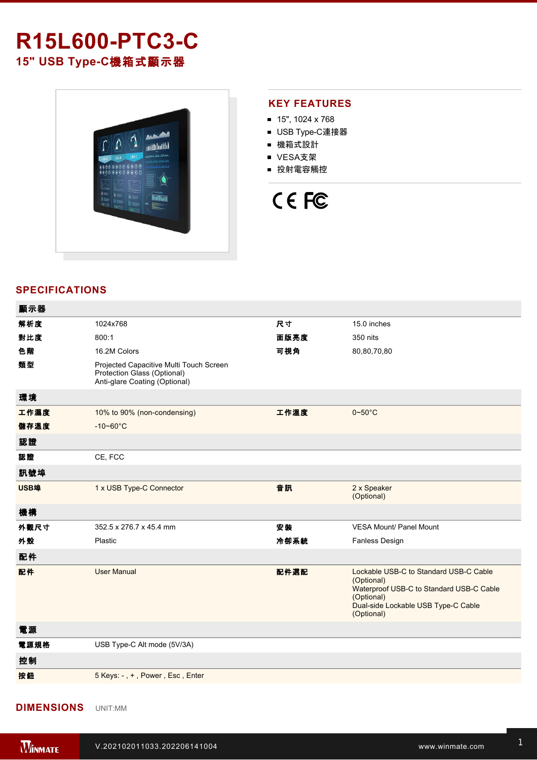# R15L600-PTC3-C

## 15" USB Type-C機箱式顯示器

## KEY FEATURES

- 15", 1024 x 768
- USB Type-C連接器
- 機箱式設計
- VESA支架
- 投射電容觸控

## SPECIFICATIONS

| 顯示器 | | | |
|---|---|---|---|
| 解析度 | 1024x768 | 尺寸 | 15.0 inches |
| 對比度 | 800:1 | 面版亮度 | 350 nits |
| 色階 | 16.2M Colors | 可視角 | 80,80,70,80 |
| 類型 | Projected Capacitive Multi Touch Screen<br>Protection Glass (Optional)<br>Anti-glare Coating (Optional) | | |
| **環境** | | | |
| 工作濕度 | 10% to 90% (non-condensing) | 工作溫度 | 0~50°C |
| 儲存溫度 | -10~60°C | | |
| **認證** | | | |
| 認證 | CE, FCC | | |
| **訊號埠** | | | |
| USB埠 | 1 x USB Type-C Connector | 音訊 | 2 x Speaker<br>(Optional) |
| **機構** | | | |
| 外觀尺寸 | 352.5 x 276.7 x 45.4 mm | 安裝 | VESA Mount/ Panel Mount |
| 外殼 | Plastic | 冷卻系統 | Fanless Design |
| **配件** | | | |
| 配件 | User Manual | 配件選配 | Lockable USB-C to Standard USB-C Cable<br>(Optional)<br>Waterproof USB-C to Standard USB-C Cable<br>(Optional)<br>Dual-side Lockable USB Type-C Cable<br>(Optional) |
| **電源** | | | |
| 電源規格 | USB Type-C Alt mode (5V/3A) | | |
| **控制** | | | |
| 按鈕 | 5 Keys: - , + , Power , Esc , Enter | | |

## DIMENSIONS

UNIT:MM

V.202102011033.202206141004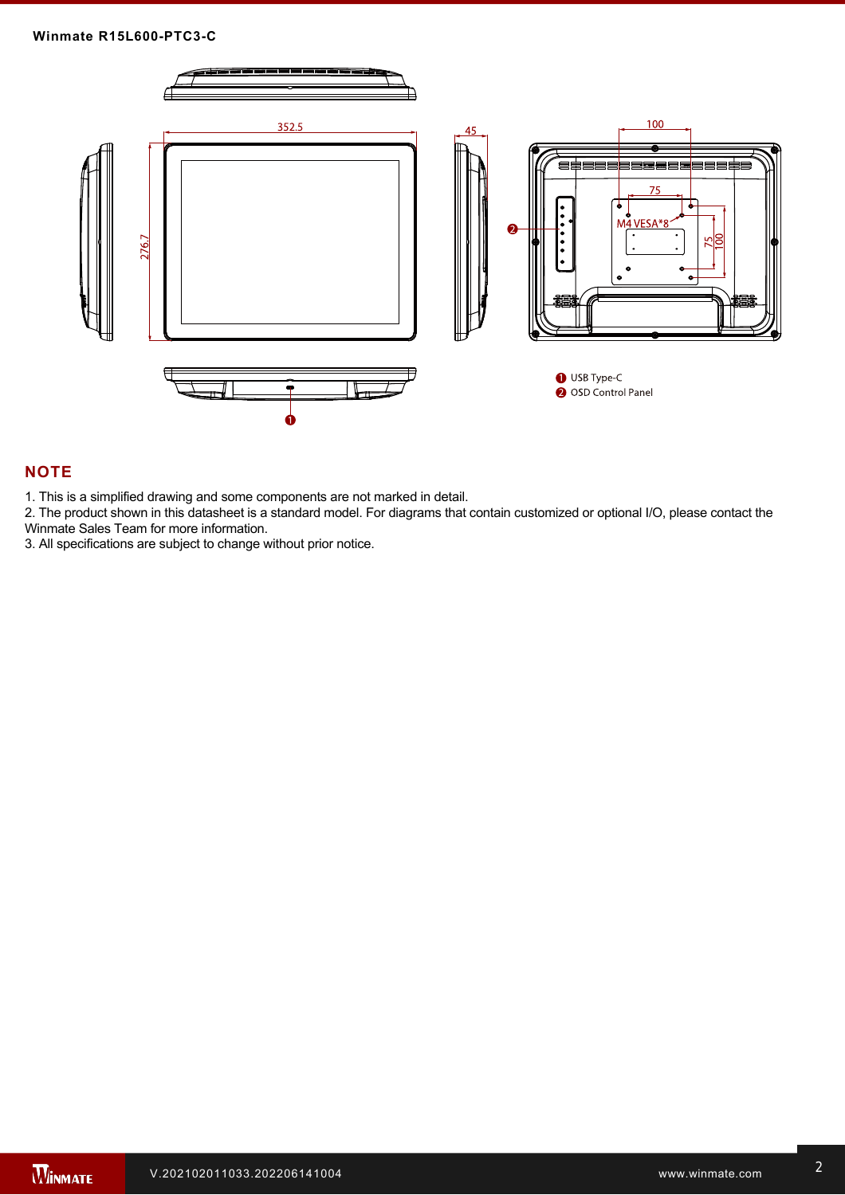Winmate R15L600-PTC3-C

352.5

45

100

75

M4 VESA*8

75

100

276.7

❶ USB Type-C

❷ OSD Control Panel

## NOTE

1. This is a simplified drawing and some components are not marked in detail.
2. The product shown in this datasheet is a standard model. For diagrams that contain customized or optional I/O, please contact the Winmate Sales Team for more information.
3. All specifications are subject to change without prior notice.